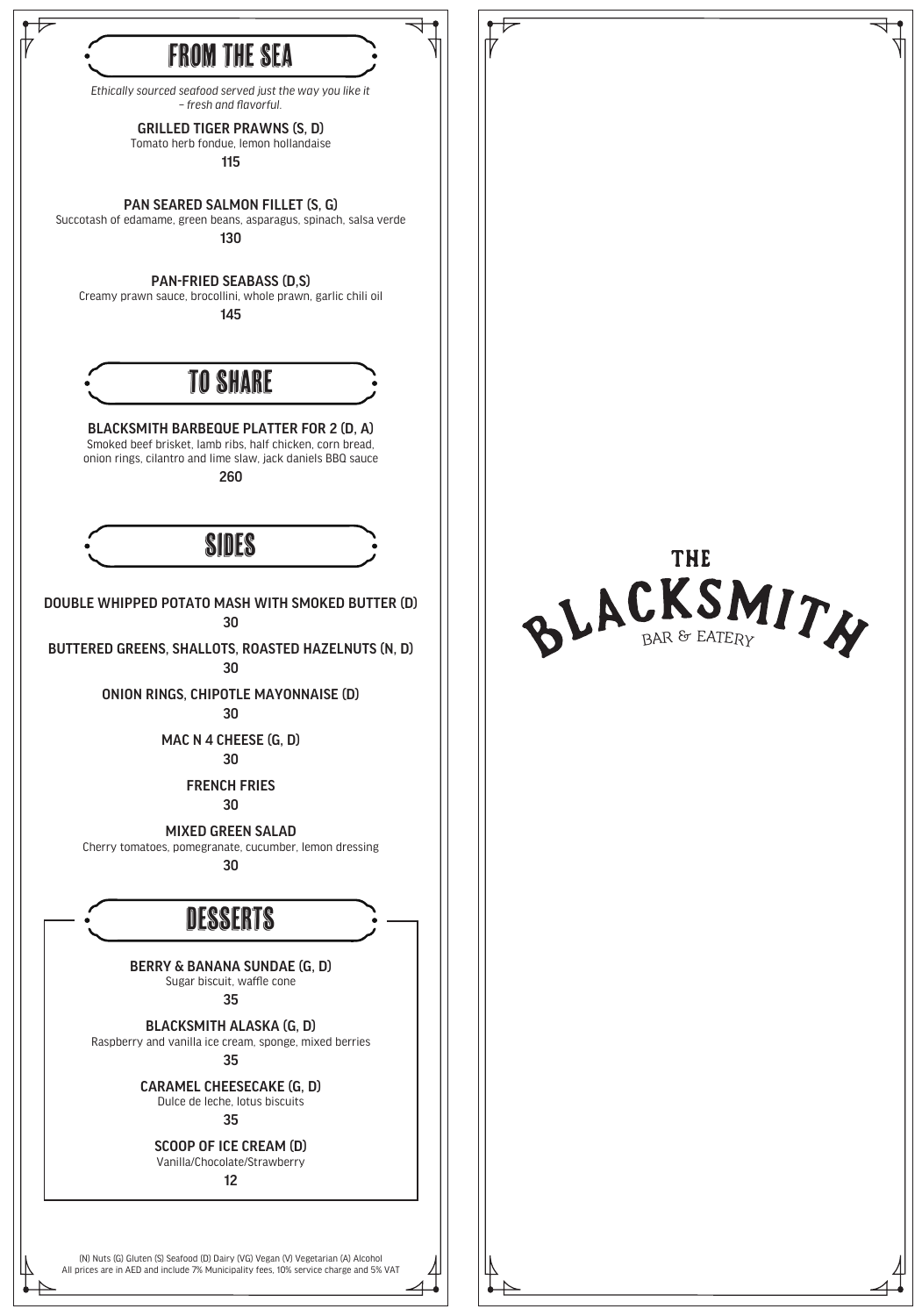## FROM THE SEA

*Ethically sourced seafood served just the way you like it – fresh and flavorful.*

**GRILLED TIGER PRAWNS (S, D)**
Tomato herb fondue, lemon hollandaise
115

**PAN SEARED SALMON FILLET (S, G)**
Succotash of edamame, green beans, asparagus, spinach, salsa verde
130

**PAN-FRIED SEABASS (D,S)**
Creamy prawn sauce, brocollini, whole prawn, garlic chili oil
145

## TO SHARE

**BLACKSMITH BARBEQUE PLATTER FOR 2 (D, A)**
Smoked beef brisket, lamb ribs, half chicken, corn bread, onion rings, cilantro and lime slaw, jack daniels BBQ sauce
260

## SIDES

**DOUBLE WHIPPED POTATO MASH WITH SMOKED BUTTER (D)**
30

**BUTTERED GREENS, SHALLOTS, ROASTED HAZELNUTS (N, D)**
30

**ONION RINGS, CHIPOTLE MAYONNAISE (D)**
30

**MAC N 4 CHEESE (G, D)**
30

**FRENCH FRIES**
30

**MIXED GREEN SALAD**
Cherry tomatoes, pomegranate, cucumber, lemon dressing
30

## DESSERTS

**BERRY & BANANA SUNDAE (G, D)**
Sugar biscuit, waffle cone
35

**BLACKSMITH ALASKA (G, D)**
Raspberry and vanilla ice cream, sponge, mixed berries
35

**CARAMEL CHEESECAKE (G, D)**
Dulce de leche, lotus biscuits
35

**SCOOP OF ICE CREAM (D)**
Vanilla/Chocolate/Strawberry
12

(N) Nuts (G) Gluten (S) Seafood (D) Dairy (VG) Vegan (V) Vegetarian (A) Alcohol
All prices are in AED and include 7% Municipality fees, 10% service charge and 5% VAT

# THE BLACKSMITH
BAR & EATERY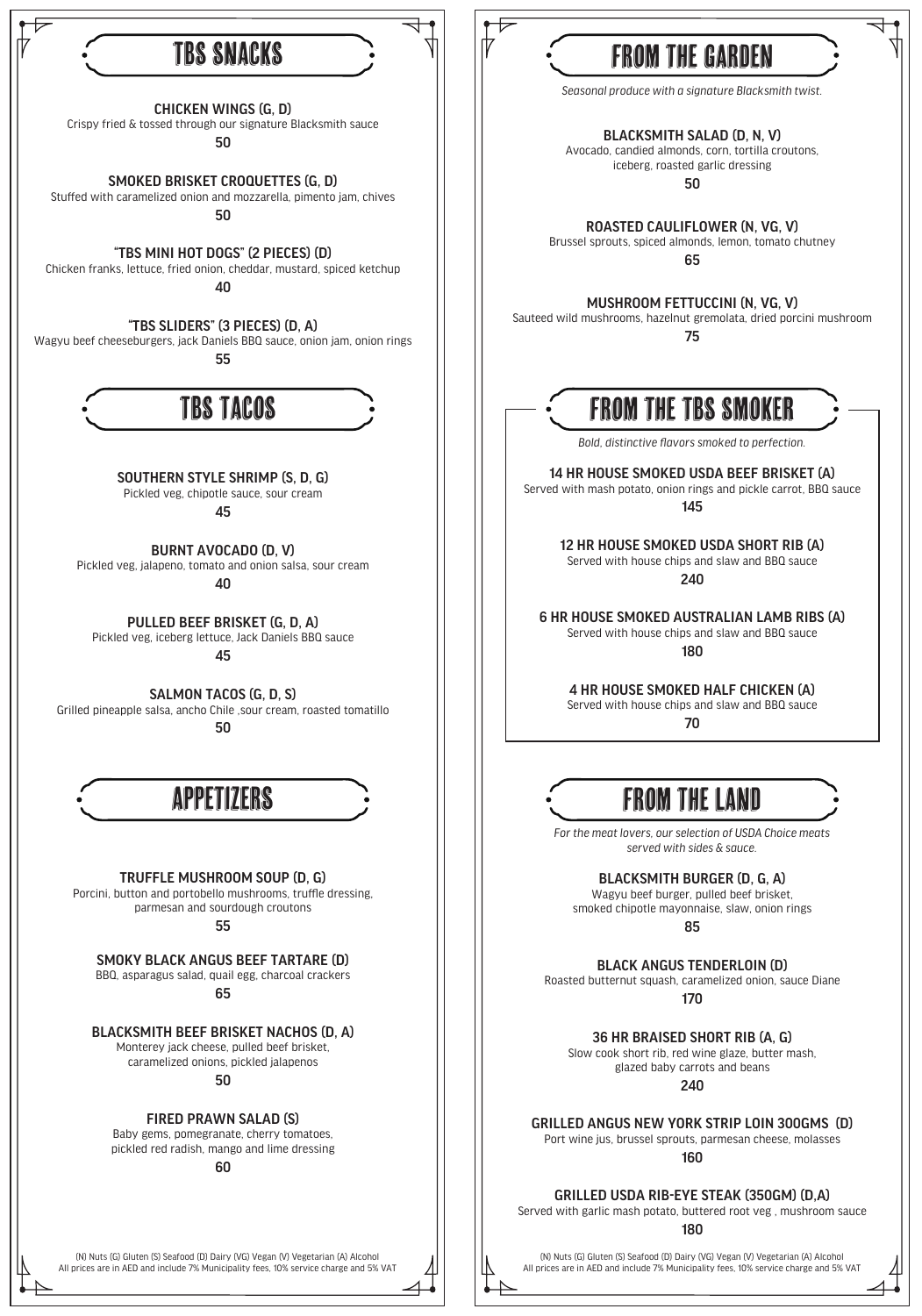## TBS SNACKS

**CHICKEN WINGS (G, D)**
Crispy fried & tossed through our signature Blacksmith sauce
**50**

**SMOKED BRISKET CROQUETTES (G, D)**
Stuffed with caramelized onion and mozzarella, pimento jam, chives
**50**

**"TBS MINI HOT DOGS" (2 PIECES) (D)**
Chicken franks, lettuce, fried onion, cheddar, mustard, spiced ketchup
**40**

**"TBS SLIDERS" (3 PIECES) (D, A)**
Wagyu beef cheeseburgers, jack Daniels BBQ sauce, onion jam, onion rings
**55**

## TBS TACOS

**SOUTHERN STYLE SHRIMP (S, D, G)**
Pickled veg, chipotle sauce, sour cream
**45**

**BURNT AVOCADO (D, V)**
Pickled veg, jalapeno, tomato and onion salsa, sour cream
**40**

**PULLED BEEF BRISKET (G, D, A)**
Pickled veg, iceberg lettuce, Jack Daniels BBQ sauce
**45**

**SALMON TACOS (G, D, S)**
Grilled pineapple salsa, ancho Chile ,sour cream, roasted tomatillo
**50**

## APPETIZERS

**TRUFFLE MUSHROOM SOUP (D, G)**
Porcini, button and portobello mushrooms, truffle dressing, parmesan and sourdough croutons
**55**

**SMOKY BLACK ANGUS BEEF TARTARE (D)**
BBQ, asparagus salad, quail egg, charcoal crackers
**65**

**BLACKSMITH BEEF BRISKET NACHOS (D, A)**
Monterey jack cheese, pulled beef brisket, caramelized onions, pickled jalapenos
**50**

**FIRED PRAWN SALAD (S)**
Baby gems, pomegranate, cherry tomatoes, pickled red radish, mango and lime dressing
**60**

(N) Nuts (G) Gluten (S) Seafood (D) Dairy (VG) Vegan (V) Vegetarian (A) Alcohol
All prices are in AED and include 7% Municipality fees, 10% service charge and 5% VAT

## FROM THE GARDEN

*Seasonal produce with a signature Blacksmith twist.*

**BLACKSMITH SALAD (D, N, V)**
Avocado, candied almonds, corn, tortilla croutons, iceberg, roasted garlic dressing
**50**

**ROASTED CAULIFLOWER (N, VG, V)**
Brussel sprouts, spiced almonds, lemon, tomato chutney
**65**

**MUSHROOM FETTUCCINI (N, VG, V)**
Sauteed wild mushrooms, hazelnut gremolata, dried porcini mushroom
**75**

## FROM THE TBS SMOKER

*Bold, distinctive flavors smoked to perfection.*

**14 HR HOUSE SMOKED USDA BEEF BRISKET (A)**
Served with mash potato, onion rings and pickle carrot, BBQ sauce
**145**

**12 HR HOUSE SMOKED USDA SHORT RIB (A)**
Served with house chips and slaw and BBQ sauce
**240**

**6 HR HOUSE SMOKED AUSTRALIAN LAMB RIBS (A)**
Served with house chips and slaw and BBQ sauce
**180**

**4 HR HOUSE SMOKED HALF CHICKEN (A)**
Served with house chips and slaw and BBQ sauce
**70**

## FROM THE LAND

*For the meat lovers, our selection of USDA Choice meats served with sides & sauce.*

**BLACKSMITH BURGER (D, G, A)**
Wagyu beef burger, pulled beef brisket, smoked chipotle mayonnaise, slaw, onion rings
**85**

**BLACK ANGUS TENDERLOIN (D)**
Roasted butternut squash, caramelized onion, sauce Diane
**170**

**36 HR BRAISED SHORT RIB (A, G)**
Slow cook short rib, red wine glaze, butter mash, glazed baby carrots and beans
**240**

**GRILLED ANGUS NEW YORK STRIP LOIN 300GMS (D)**
Port wine jus, brussel sprouts, parmesan cheese, molasses
**160**

**GRILLED USDA RIB-EYE STEAK (350GM) (D,A)**
Served with garlic mash potato, buttered root veg , mushroom sauce
**180**

(N) Nuts (G) Gluten (S) Seafood (D) Dairy (VG) Vegan (V) Vegetarian (A) Alcohol
All prices are in AED and include 7% Municipality fees, 10% service charge and 5% VAT